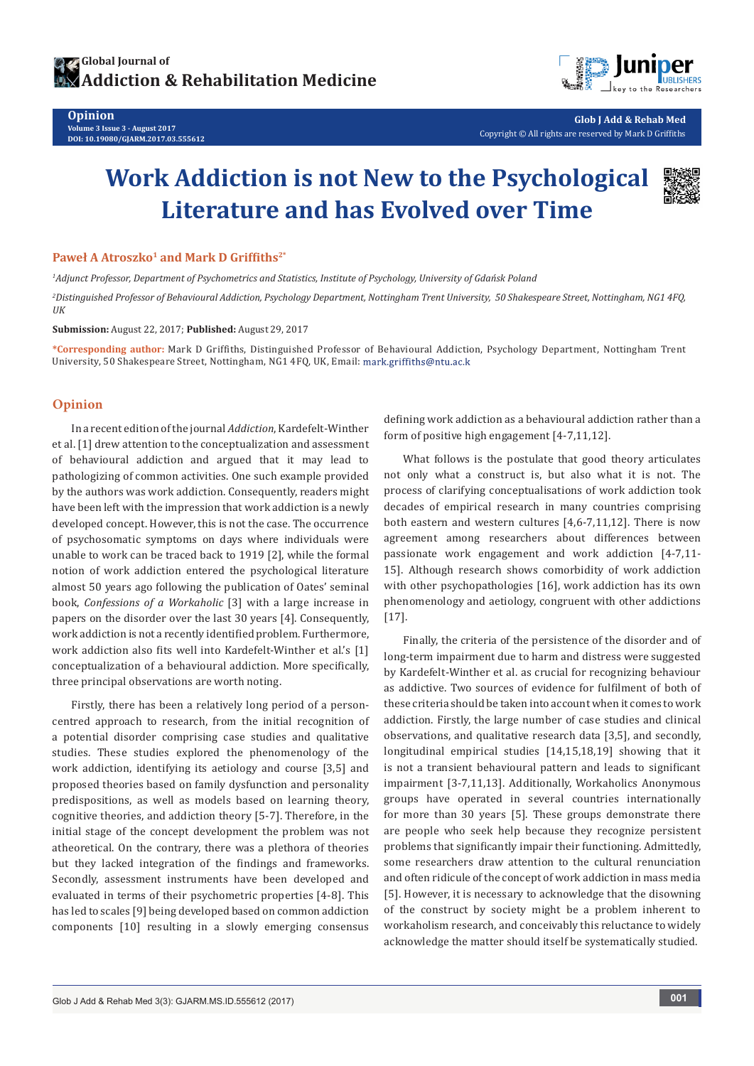# Work Addiction is not New to the Psychological Literature and has Evolved over Time

**Paweł A Atroszko[1] and Mark D Griffiths[2*]**

*[1]Adjunct Professor, Department of Psychometrics and Statistics, Institute of Psychology, University of Gdańsk Poland*

*[2]Distinguished Professor of Behavioural Addiction, Psychology Department, Nottingham Trent University, 50 Shakespeare Street, Nottingham, NG1 4FQ, UK*

**Submission:** August 22, 2017; **Published:** August 29, 2017

**\*Corresponding author:** Mark D Griffiths, Distinguished Professor of Behavioural Addiction, Psychology Department, Nottingham Trent University, 50 Shakespeare Street, Nottingham, NG1 4FQ, UK, Email: mark.griffiths@ntu.ac.k

## Opinion

In a recent edition of the journal *Addiction*, Kardefelt-Winther et al. [1] drew attention to the conceptualization and assessment of behavioural addiction and argued that it may lead to pathologizing of common activities. One such example provided by the authors was work addiction. Consequently, readers might have been left with the impression that work addiction is a newly developed concept. However, this is not the case. The occurrence of psychosomatic symptoms on days where individuals were unable to work can be traced back to 1919 [2], while the formal notion of work addiction entered the psychological literature almost 50 years ago following the publication of Oates' seminal book, *Confessions of a Workaholic* [3] with a large increase in papers on the disorder over the last 30 years [4]. Consequently, work addiction is not a recently identified problem. Furthermore, work addiction also fits well into Kardefelt-Winther et al.'s [1] conceptualization of a behavioural addiction. More specifically, three principal observations are worth noting.

Firstly, there has been a relatively long period of a person-centred approach to research, from the initial recognition of a potential disorder comprising case studies and qualitative studies. These studies explored the phenomenology of the work addiction, identifying its aetiology and course [3,5] and proposed theories based on family dysfunction and personality predispositions, as well as models based on learning theory, cognitive theories, and addiction theory [5-7]. Therefore, in the initial stage of the concept development the problem was not atheoretical. On the contrary, there was a plethora of theories but they lacked integration of the findings and frameworks. Secondly, assessment instruments have been developed and evaluated in terms of their psychometric properties [4-8]. This has led to scales [9] being developed based on common addiction components [10] resulting in a slowly emerging consensus defining work addiction as a behavioural addiction rather than a form of positive high engagement [4-7,11,12].

What follows is the postulate that good theory articulates not only what a construct is, but also what it is not. The process of clarifying conceptualisations of work addiction took decades of empirical research in many countries comprising both eastern and western cultures [4,6-7,11,12]. There is now agreement among researchers about differences between passionate work engagement and work addiction [4-7,11-15]. Although research shows comorbidity of work addiction with other psychopathologies [16], work addiction has its own phenomenology and aetiology, congruent with other addictions [17].

Finally, the criteria of the persistence of the disorder and of long-term impairment due to harm and distress were suggested by Kardefelt-Winther et al. as crucial for recognizing behaviour as addictive. Two sources of evidence for fulfilment of both of these criteria should be taken into account when it comes to work addiction. Firstly, the large number of case studies and clinical observations, and qualitative research data [3,5], and secondly, longitudinal empirical studies [14,15,18,19] showing that it is not a transient behavioural pattern and leads to significant impairment [3-7,11,13]. Additionally, Workaholics Anonymous groups have operated in several countries internationally for more than 30 years [5]. These groups demonstrate there are people who seek help because they recognize persistent problems that significantly impair their functioning. Admittedly, some researchers draw attention to the cultural renunciation and often ridicule of the concept of work addiction in mass media [5]. However, it is necessary to acknowledge that the disowning of the construct by society might be a problem inherent to workaholism research, and conceivably this reluctance to widely acknowledge the matter should itself be systematically studied.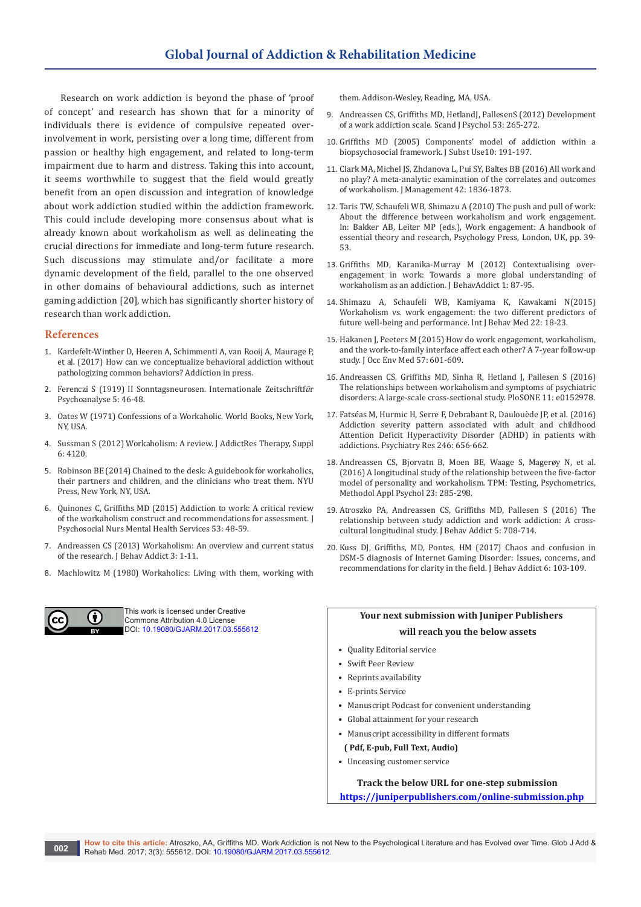Research on work addiction is beyond the phase of 'proof of concept' and research has shown that for a minority of individuals there is evidence of compulsive repeated over-involvement in work, persisting over a long time, different from passion or healthy high engagement, and related to long-term impairment due to harm and distress. Taking this into account, it seems worthwhile to suggest that the field would greatly benefit from an open discussion and integration of knowledge about work addiction studied within the addiction framework. This could include developing more consensus about what is already known about workaholism as well as delineating the crucial directions for immediate and long-term future research. Such discussions may stimulate and/or facilitate a more dynamic development of the field, parallel to the one observed in other domains of behavioural addictions, such as internet gaming addiction [20], which has significantly shorter history of research than work addiction.

## References

1. Kardefelt-Winther D, Heeren A, Schimmenti A, van Rooij A, Maurage P, et al. (2017) How can we conceptualize behavioral addiction without pathologizing common behaviors? Addiction in press.
2. Ferenczi S (1919) II Sonntagsneurosen. Internationale Zeitschriftfür Psychoanalyse 5: 46-48.
3. Oates W (1971) Confessions of a Workaholic. World Books, New York, NY, USA.
4. Sussman S (2012) Workaholism: A review. J AddictRes Therapy, Suppl 6: 4120.
5. Robinson BE (2014) Chained to the desk: A guidebook for workaholics, their partners and children, and the clinicians who treat them. NYU Press, New York, NY, USA.
6. Quinones C, Griffiths MD (2015) Addiction to work: A critical review of the workaholism construct and recommendations for assessment. J Psychosocial Nurs Mental Health Services 53: 48-59.
7. Andreassen CS (2013) Workaholism: An overview and current status of the research. J Behav Addict 3: 1-11.
8. Machlowitz M (1980) Workaholics: Living with them, working with them. Addison-Wesley, Reading, MA, USA.
9. Andreassen CS, Griffiths MD, HetlandJ, PallesenS (2012) Development of a work addiction scale. Scand J Psychol 53: 265-272.
10. Griffiths MD (2005) Components' model of addiction within a biopsychosocial framework. J Subst Use10: 191-197.
11. Clark MA, Michel JS, Zhdanova L, Pui SY, Baltes BB (2016) All work and no play? A meta-analytic examination of the correlates and outcomes of workaholism. J Management 42: 1836-1873.
12. Taris TW, Schaufeli WB, Shimazu A (2010) The push and pull of work: About the difference between workaholism and work engagement. In: Bakker AB, Leiter MP (eds.), Work engagement: A handbook of essential theory and research, Psychology Press, London, UK, pp. 39-53.
13. Griffiths MD, Karanika-Murray M (2012) Contextualising over-engagement in work: Towards a more global understanding of workaholism as an addiction. J BehavAddict 1: 87-95.
14. Shimazu A, Schaufeli WB, Kamiyama K, Kawakami N(2015) Workaholism vs. work engagement: the two different predictors of future well-being and performance. Int J Behav Med 22: 18-23.
15. Hakanen J, Peeters M (2015) How do work engagement, workaholism, and the work-to-family interface affect each other? A 7-year follow-up study. J Occ Env Med 57: 601-609.
16. Andreassen CS, Griffiths MD, Sinha R, Hetland J, Pallesen S (2016) The relationships between workaholism and symptoms of psychiatric disorders: A large-scale cross-sectional study. PloSONE 11: e0152978.
17. Fatséas M, Hurmic H, Serre F, Debrabant R, Daulouède JP, et al. (2016) Addiction severity pattern associated with adult and childhood Attention Deficit Hyperactivity Disorder (ADHD) in patients with addictions. Psychiatry Res 246: 656-662.
18. Andreassen CS, Bjorvatn B, Moen BE, Waage S, Magerøy N, et al. (2016) A longitudinal study of the relationship between the five-factor model of personality and workaholism. TPM: Testing, Psychometrics, Methodol Appl Psychol 23: 285-298.
19. Atroszko PA, Andreassen CS, Griffiths MD, Pallesen S (2016) The relationship between study addiction and work addiction: A cross-cultural longitudinal study. J Behav Addict 5: 708-714.
20. Kuss DJ, Griffiths, MD, Pontes, HM (2017) Chaos and confusion in DSM-5 diagnosis of Internet Gaming Disorder: Issues, concerns, and recommendations for clarity in the field. J Behav Addict 6: 103-109.

This work is licensed under Creative Commons Attribution 4.0 License
DOI: 10.19080/GJARM.2017.03.555612

**Your next submission with Juniper Publishers will reach you the below assets**

- Quality Editorial service
- Swift Peer Review
- Reprints availability
- E-prints Service
- Manuscript Podcast for convenient understanding
- Global attainment for your research
- Manuscript accessibility in different formats

  **( Pdf, E-pub, Full Text, Audio)**
- Unceasing customer service

**Track the below URL for one-step submission**
**https://juniperpublishers.com/online-submission.php**

**How to cite this article:** Atroszko, AA, Griffiths MD. Work Addiction is not New to the Psychological Literature and has Evolved over Time. Glob J Add & Rehab Med. 2017; 3(3): 555612. DOI: 10.19080/GJARM.2017.03.555612.